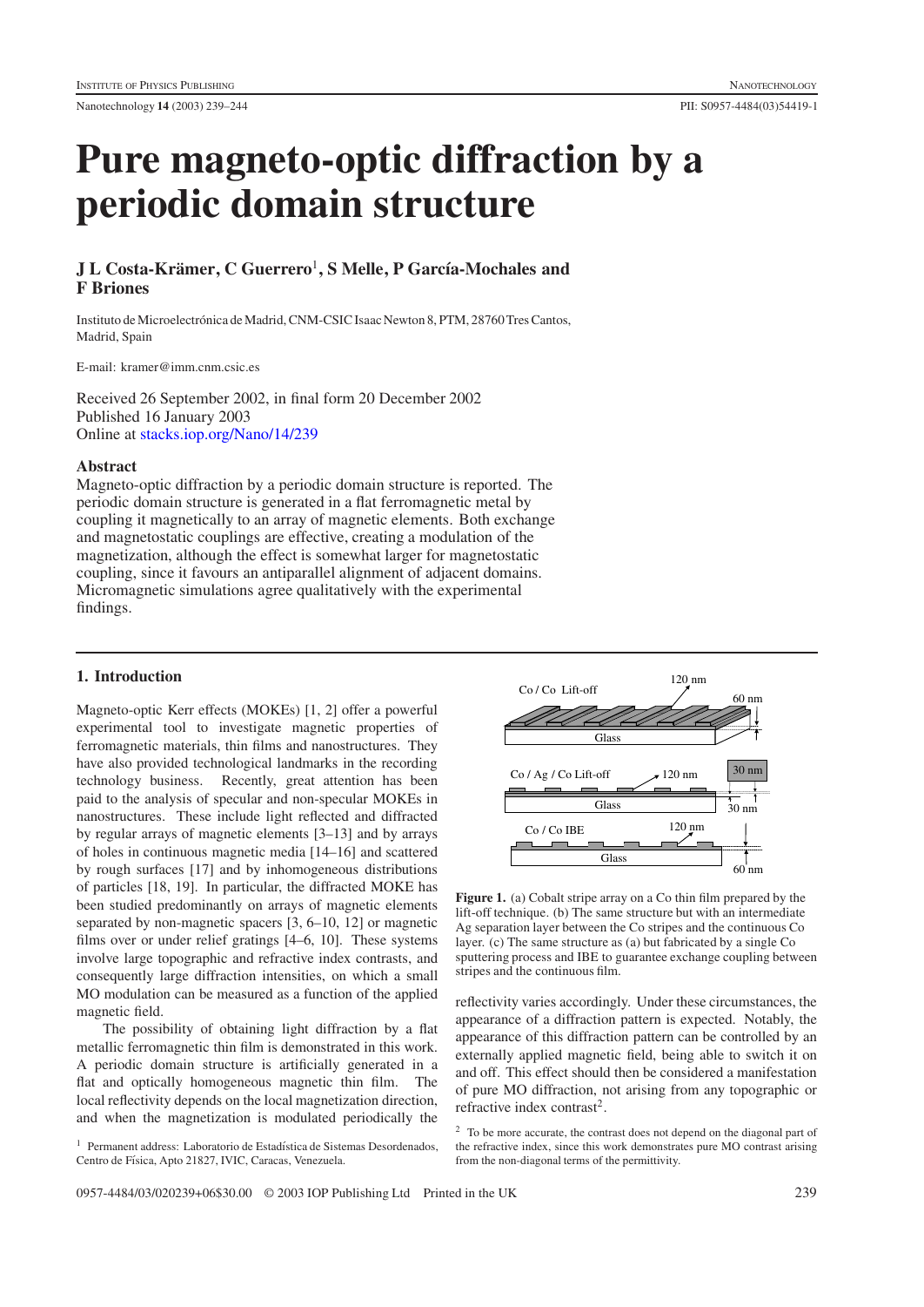# Pure magneto-optic diffraction by a periodic domain structure

**J L Costa-Krämer, C Guerrero[1], S Melle, P García-Mochales and F Briones**

Instituto de Microelectrónica de Madrid, CNM-CSIC Isaac Newton 8, PTM, 28760 Tres Cantos, Madrid, Spain

E-mail: kramer@imm.cnm.csic.es

Received 26 September 2002, in final form 20 December 2002
Published 16 January 2003
Online at stacks.iop.org/Nano/14/239

### Abstract

Magneto-optic diffraction by a periodic domain structure is reported. The periodic domain structure is generated in a flat ferromagnetic metal by coupling it magnetically to an array of magnetic elements. Both exchange and magnetostatic couplings are effective, creating a modulation of the magnetization, although the effect is somewhat larger for magnetostatic coupling, since it favours an antiparallel alignment of adjacent domains. Micromagnetic simulations agree qualitatively with the experimental findings.

## 1. Introduction

Magneto-optic Kerr effects (MOKEs) [1, 2] offer a powerful experimental tool to investigate magnetic properties of ferromagnetic materials, thin films and nanostructures. They have also provided technological landmarks in the recording technology business. Recently, great attention has been paid to the analysis of specular and non-specular MOKEs in nanostructures. These include light reflected and diffracted by regular arrays of magnetic elements [3–13] and by arrays of holes in continuous magnetic media [14–16] and scattered by rough surfaces [17] and by inhomogeneous distributions of particles [18, 19]. In particular, the diffracted MOKE has been studied predominantly on arrays of magnetic elements separated by non-magnetic spacers [3, 6–10, 12] or magnetic films over or under relief gratings [4–6, 10]. These systems involve large topographic and refractive index contrasts, and consequently large diffraction intensities, on which a small MO modulation can be measured as a function of the applied magnetic field.

The possibility of obtaining light diffraction by a flat metallic ferromagnetic thin film is demonstrated in this work. A periodic domain structure is artificially generated in a flat and optically homogeneous magnetic thin film. The local reflectivity depends on the local magnetization direction, and when the magnetization is modulated periodically the reflectivity varies accordingly. Under these circumstances, the appearance of a diffraction pattern is expected. Notably, the appearance of this diffraction pattern can be controlled by an externally applied magnetic field, being able to switch it on and off. This effect should then be considered a manifestation of pure MO diffraction, not arising from any topographic or refractive index contrast[2].

Co / Co Lift-off — 120 nm — 60 nm — Glass
Co / Ag / Co Lift-off — 120 nm — 30 nm — 30 nm — Glass
Co / Co IBE — 120 nm — 60 nm — Glass

**Figure 1.** (a) Cobalt stripe array on a Co thin film prepared by the lift-off technique. (b) The same structure but with an intermediate Ag separation layer between the Co stripes and the continuous Co layer. (c) The same structure as (a) but fabricated by a single Co sputtering process and IBE to guarantee exchange coupling between stripes and the continuous film.

[1] Permanent address: Laboratorio de Estadística de Sistemas Desordenados, Centro de Física, Apto 21827, IVIC, Caracas, Venezuela.

[2] To be more accurate, the contrast does not depend on the diagonal part of the refractive index, since this work demonstrates pure MO contrast arising from the non-diagonal terms of the permittivity.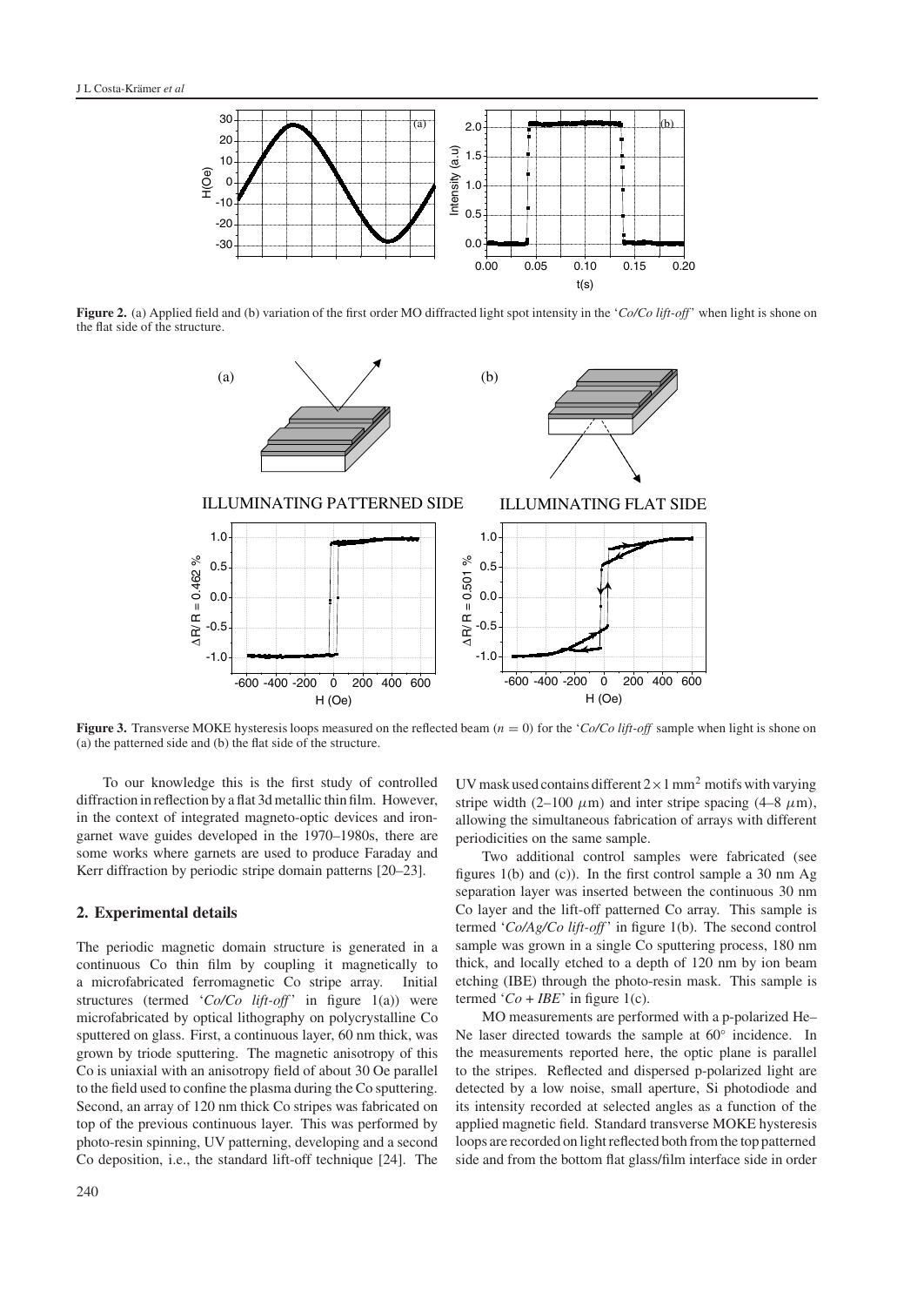**Figure 2.** (a) Applied field and (b) variation of the first order MO diffracted light spot intensity in the '*Co/Co lift-off*' when light is shone on the flat side of the structure.

**Figure 3.** Transverse MOKE hysteresis loops measured on the reflected beam ($n = 0$) for the '*Co/Co lift-off* sample when light is shone on (a) the patterned side and (b) the flat side of the structure.

To our knowledge this is the first study of controlled diffraction in reflection by a flat 3d metallic thin film. However, in the context of integrated magneto-optic devices and iron-garnet wave guides developed in the 1970–1980s, there are some works where garnets are used to produce Faraday and Kerr diffraction by periodic stripe domain patterns [20–23].

## 2. Experimental details

The periodic magnetic domain structure is generated in a continuous Co thin film by coupling it magnetically to a microfabricated ferromagnetic Co stripe array. Initial structures (termed '*Co/Co lift-off*' in figure 1(a)) were microfabricated by optical lithography on polycrystalline Co sputtered on glass. First, a continuous layer, 60 nm thick, was grown by triode sputtering. The magnetic anisotropy of this Co is uniaxial with an anisotropy field of about 30 Oe parallel to the field used to confine the plasma during the Co sputtering. Second, an array of 120 nm thick Co stripes was fabricated on top of the previous continuous layer. This was performed by photo-resin spinning, UV patterning, developing and a second Co deposition, i.e., the standard lift-off technique [24]. The UV mask used contains different $2 \times 1$ mm$^2$ motifs with varying stripe width (2–100 $\mu$m) and inter stripe spacing (4–8 $\mu$m), allowing the simultaneous fabrication of arrays with different periodicities on the same sample.

Two additional control samples were fabricated (see figures 1(b) and (c)). In the first control sample a 30 nm Ag separation layer was inserted between the continuous 30 nm Co layer and the lift-off patterned Co array. This sample is termed '*Co/Ag/Co lift-off*' in figure 1(b). The second control sample was grown in a single Co sputtering process, 180 nm thick, and locally etched to a depth of 120 nm by ion beam etching (IBE) through the photo-resin mask. This sample is termed '*Co + IBE*' in figure 1(c).

MO measurements are performed with a p-polarized He–Ne laser directed towards the sample at 60° incidence. In the measurements reported here, the optic plane is parallel to the stripes. Reflected and dispersed p-polarized light are detected by a low noise, small aperture, Si photodiode and its intensity recorded at selected angles as a function of the applied magnetic field. Standard transverse MOKE hysteresis loops are recorded on light reflected both from the top patterned side and from the bottom flat glass/film interface side in order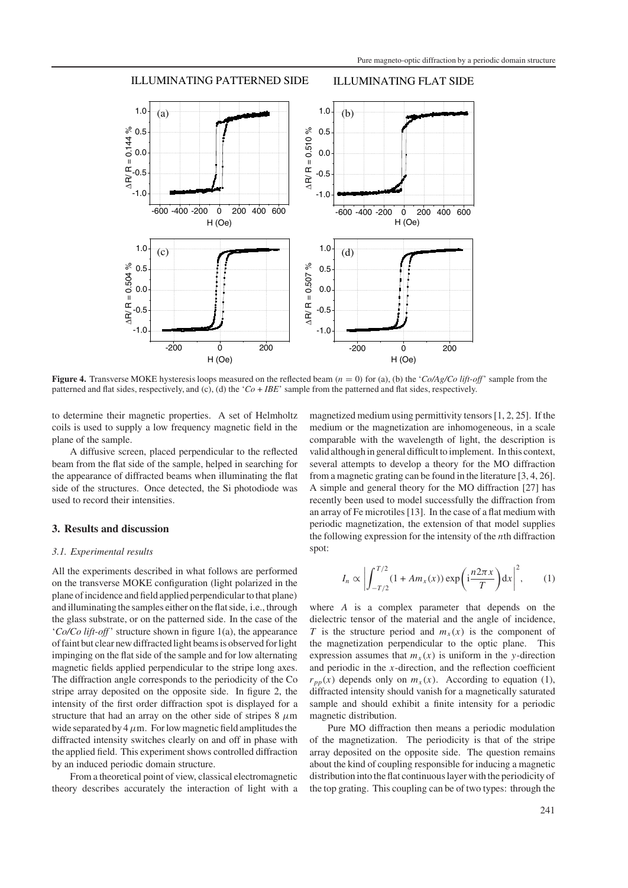ILLUMINATING PATTERNED SIDE ILLUMINATING FLAT SIDE

**Figure 4.** Transverse MOKE hysteresis loops measured on the reflected beam ($n = 0$) for (a), (b) the '*Co/Ag/Co lift-off*' sample from the patterned and flat sides, respectively, and (c), (d) the '*Co + IBE*' sample from the patterned and flat sides, respectively.

to determine their magnetic properties. A set of Helmholtz coils is used to supply a low frequency magnetic field in the plane of the sample.

A diffusive screen, placed perpendicular to the reflected beam from the flat side of the sample, helped in searching for the appearance of diffracted beams when illuminating the flat side of the structures. Once detected, the Si photodiode was used to record their intensities.

## 3. Results and discussion

### *3.1. Experimental results*

All the experiments described in what follows are performed on the transverse MOKE configuration (light polarized in the plane of incidence and field applied perpendicular to that plane) and illuminating the samples either on the flat side, i.e., through the glass substrate, or on the patterned side. In the case of the '*Co/Co lift-off*' structure shown in figure 1(a), the appearance of faint but clear new diffracted light beams is observed for light impinging on the flat side of the sample and for low alternating magnetic fields applied perpendicular to the stripe long axes. The diffraction angle corresponds to the periodicity of the Co stripe array deposited on the opposite side. In figure 2, the intensity of the first order diffraction spot is displayed for a structure that had an array on the other side of stripes 8 $\mu$m wide separated by 4 $\mu$m. For low magnetic field amplitudes the diffracted intensity switches clearly on and off in phase with the applied field. This experiment shows controlled diffraction by an induced periodic domain structure.

From a theoretical point of view, classical electromagnetic theory describes accurately the interaction of light with a magnetized medium using permittivity tensors [1, 2, 25]. If the medium or the magnetization are inhomogeneous, in a scale comparable with the wavelength of light, the description is valid although in general difficult to implement. In this context, several attempts to develop a theory for the MO diffraction from a magnetic grating can be found in the literature [3, 4, 26]. A simple and general theory for the MO diffraction [27] has recently been used to model successfully the diffraction from an array of Fe microtiles [13]. In the case of a flat medium with periodic magnetization, the extension of that model supplies the following expression for the intensity of the $n$th diffraction spot:

$$I_n \propto \left| \int_{-T/2}^{T/2} (1 + A m_x(x)) \exp\left( \mathrm{i} \frac{n 2\pi x}{T} \right) \mathrm{d}x \right|^2, \qquad (1)$$

where $A$ is a complex parameter that depends on the dielectric tensor of the material and the angle of incidence, $T$ is the structure period and $m_x(x)$ is the component of the magnetization perpendicular to the optic plane. This expression assumes that $m_x(x)$ is uniform in the $y$-direction and periodic in the $x$-direction, and the reflection coefficient $r_{pp}(x)$ depends only on $m_x(x)$. According to equation (1), diffracted intensity should vanish for a magnetically saturated sample and should exhibit a finite intensity for a periodic magnetic distribution.

Pure MO diffraction then means a periodic modulation of the magnetization. The periodicity is that of the stripe array deposited on the opposite side. The question remains about the kind of coupling responsible for inducing a magnetic distribution into the flat continuous layer with the periodicity of the top grating. This coupling can be of two types: through the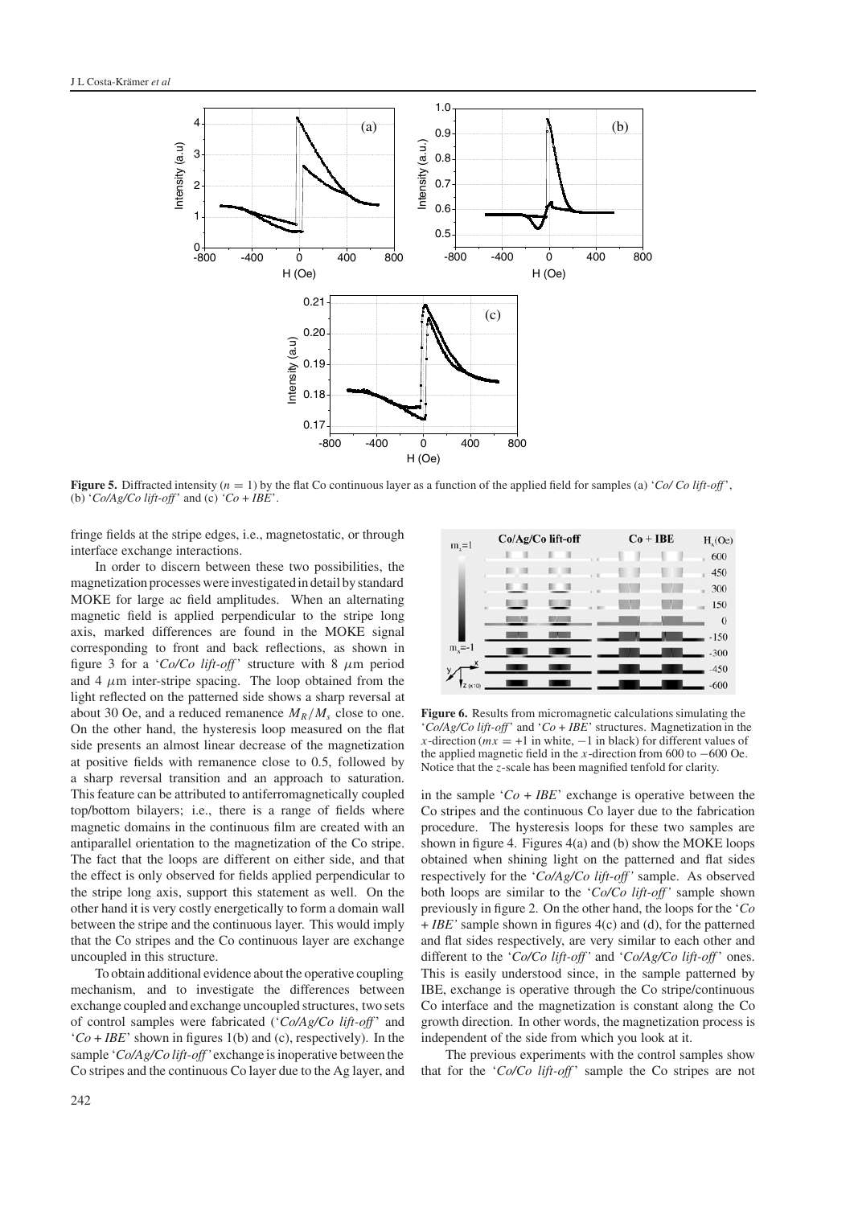(a)

Intensity (a.u)

H (Oe)

-800 -400 0 400 800

0 1 2 3 4

(b)

Intensity (a.u.)

H (Oe)

-800 -400 0 400 800

0.5 0.6 0.7 0.8 0.9 1.0

(c)

Intensity (a.u)

H (Oe)

-800 -400 0 400 800

0.17 0.18 0.19 0.20 0.21

**Figure 5.** Diffracted intensity ($n = 1$) by the flat Co continuous layer as a function of the applied field for samples (a) '*Co/ Co lift-off*', (b) '*Co/Ag/Co lift-off*' and (c) '*Co + IBE*'.

fringe fields at the stripe edges, i.e., magnetostatic, or through interface exchange interactions.

In order to discern between these two possibilities, the magnetization processes were investigated in detail by standard MOKE for large ac field amplitudes. When an alternating magnetic field is applied perpendicular to the stripe long axis, marked differences are found in the MOKE signal corresponding to front and back reflections, as shown in figure 3 for a '*Co/Co lift-off*' structure with 8 $\mu$m period and 4 $\mu$m inter-stripe spacing. The loop obtained from the light reflected on the patterned side shows a sharp reversal at about 30 Oe, and a reduced remanence $M_R/M_s$ close to one. On the other hand, the hysteresis loop measured on the flat side presents an almost linear decrease of the magnetization at positive fields with remanence close to 0.5, followed by a sharp reversal transition and an approach to saturation. This feature can be attributed to antiferromagnetically coupled top/bottom bilayers; i.e., there is a range of fields where magnetic domains in the continuous film are created with an antiparallel orientation to the magnetization of the Co stripe. The fact that the loops are different on either side, and that the effect is only observed for fields applied perpendicular to the stripe long axis, support this statement as well. On the other hand it is very costly energetically to form a domain wall between the stripe and the continuous layer. This would imply that the Co stripes and the Co continuous layer are exchange uncoupled in this structure.

To obtain additional evidence about the operative coupling mechanism, and to investigate the differences between exchange coupled and exchange uncoupled structures, two sets of control samples were fabricated ('*Co/Ag/Co lift-off*' and '*Co + IBE*' shown in figures 1(b) and (c), respectively). In the sample '*Co/Ag/Co lift-off*' exchange is inoperative between the Co stripes and the continuous Co layer due to the Ag layer, and in the sample '*Co + IBE*' exchange is operative between the Co stripes and the continuous Co layer due to the fabrication procedure. The hysteresis loops for these two samples are shown in figure 4. Figures 4(a) and (b) show the MOKE loops obtained when shining light on the patterned and flat sides respectively for the '*Co/Ag/Co lift-off*' sample. As observed both loops are similar to the '*Co/Co lift-off*' sample shown previously in figure 2. On the other hand, the loops for the '*Co + IBE*' sample shown in figures 4(c) and (d), for the patterned and flat sides respectively, are very similar to each other and different to the '*Co/Co lift-off*' and '*Co/Ag/Co lift-off*' ones. This is easily understood since, in the sample patterned by IBE, exchange is operative through the Co stripe/continuous Co interface and the magnetization is constant along the Co growth direction. In other words, the magnetization process is independent of the side from which you look at it.

Co/Ag/Co lift-off

Co + IBE

$H_x$(Oe)

$m_x$=1

$m_x$=-1

600 450 300 150 0 -150 -300 -450 -600

y x z (x10)

**Figure 6.** Results from micromagnetic calculations simulating the '*Co/Ag/Co lift-off*' and '*Co + IBE*' structures. Magnetization in the $x$-direction ($mx = +1$ in white, $-1$ in black) for different values of the applied magnetic field in the $x$-direction from 600 to $-600$ Oe. Notice that the $z$-scale has been magnified tenfold for clarity.

The previous experiments with the control samples show that for the '*Co/Co lift-off*' sample the Co stripes are not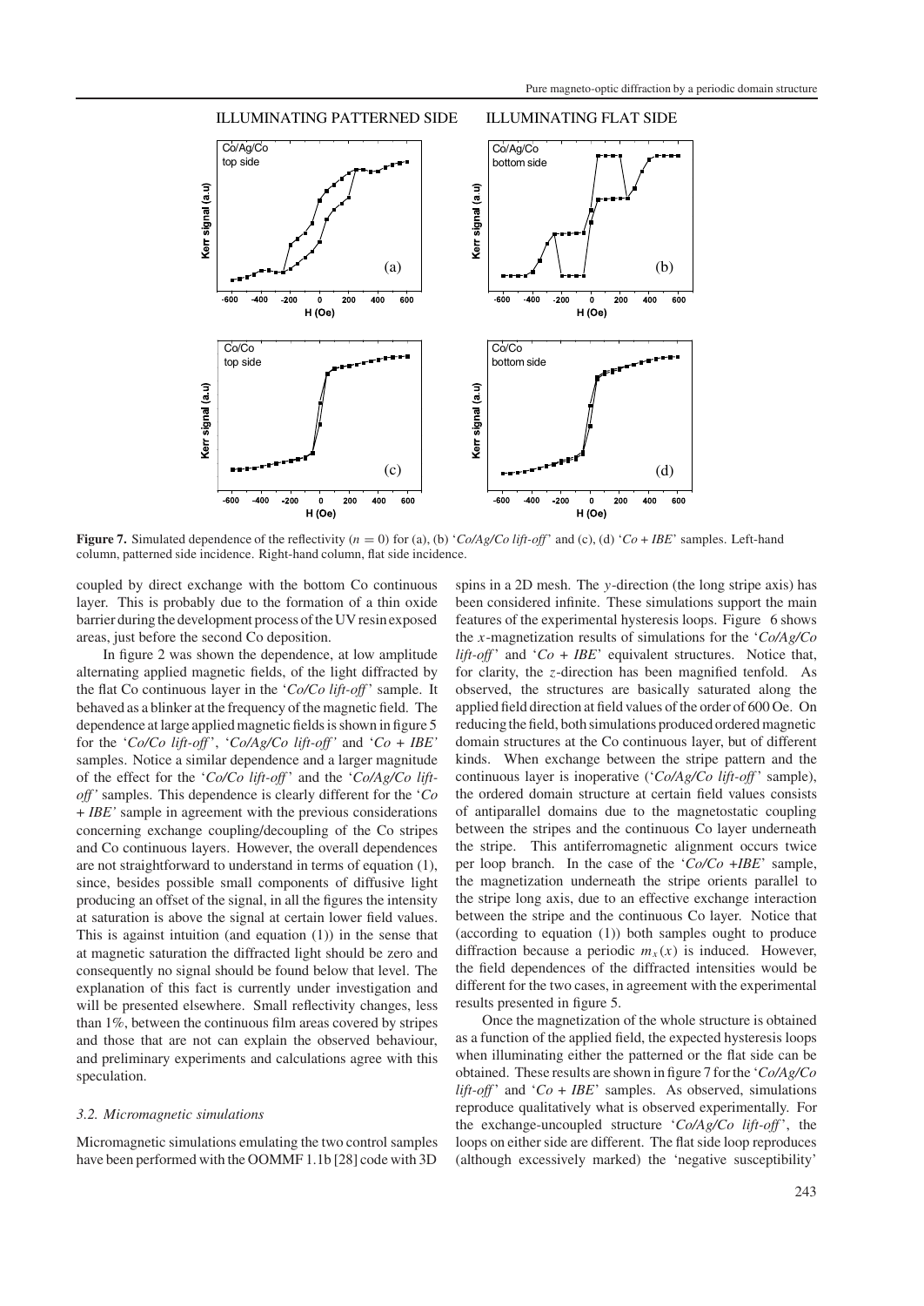ILLUMINATING PATTERNED SIDE ILLUMINATING FLAT SIDE

**Figure 7.** Simulated dependence of the reflectivity ($n = 0$) for (a), (b) '*Co/Ag/Co lift-off*' and (c), (d) '*Co + IBE*' samples. Left-hand column, patterned side incidence. Right-hand column, flat side incidence.

coupled by direct exchange with the bottom Co continuous layer. This is probably due to the formation of a thin oxide barrier during the development process of the UV resin exposed areas, just before the second Co deposition.

In figure 2 was shown the dependence, at low amplitude alternating applied magnetic fields, of the light diffracted by the flat Co continuous layer in the '*Co/Co lift-off*' sample. It behaved as a blinker at the frequency of the magnetic field. The dependence at large applied magnetic fields is shown in figure 5 for the '*Co/Co lift-off*', '*Co/Ag/Co lift-off*' and '*Co + IBE*' samples. Notice a similar dependence and a larger magnitude of the effect for the '*Co/Co lift-off*' and the '*Co/Ag/Co lift-off*' samples. This dependence is clearly different for the '*Co + IBE*' sample in agreement with the previous considerations concerning exchange coupling/decoupling of the Co stripes and Co continuous layers. However, the overall dependences are not straightforward to understand in terms of equation (1), since, besides possible small components of diffusive light producing an offset of the signal, in all the figures the intensity at saturation is above the signal at certain lower field values. This is against intuition (and equation (1)) in the sense that at magnetic saturation the diffracted light should be zero and consequently no signal should be found below that level. The explanation of this fact is currently under investigation and will be presented elsewhere. Small reflectivity changes, less than 1%, between the continuous film areas covered by stripes and those that are not can explain the observed behaviour, and preliminary experiments and calculations agree with this speculation.

### 3.2. Micromagnetic simulations

Micromagnetic simulations emulating the two control samples have been performed with the OOMMF 1.1b [28] code with 3D spins in a 2D mesh. The $y$-direction (the long stripe axis) has been considered infinite. These simulations support the main features of the experimental hysteresis loops. Figure 6 shows the $x$-magnetization results of simulations for the '*Co/Ag/Co lift-off*' and '*Co + IBE*' equivalent structures. Notice that, for clarity, the $z$-direction has been magnified tenfold. As observed, the structures are basically saturated along the applied field direction at field values of the order of 600 Oe. On reducing the field, both simulations produced ordered magnetic domain structures at the Co continuous layer, but of different kinds. When exchange between the stripe pattern and the continuous layer is inoperative ('*Co/Ag/Co lift-off*' sample), the ordered domain structure at certain field values consists of antiparallel domains due to the magnetostatic coupling between the stripes and the continuous Co layer underneath the stripe. This antiferromagnetic alignment occurs twice per loop branch. In the case of the '*Co/Co +IBE*' sample, the magnetization underneath the stripe orients parallel to the stripe long axis, due to an effective exchange interaction between the stripe and the continuous Co layer. Notice that (according to equation (1)) both samples ought to produce diffraction because a periodic $m_x(x)$ is induced. However, the field dependences of the diffracted intensities would be different for the two cases, in agreement with the experimental results presented in figure 5.

Once the magnetization of the whole structure is obtained as a function of the applied field, the expected hysteresis loops when illuminating either the patterned or the flat side can be obtained. These results are shown in figure 7 for the '*Co/Ag/Co lift-off*' and '*Co + IBE*' samples. As observed, simulations reproduce qualitatively what is observed experimentally. For the exchange-uncoupled structure '*Co/Ag/Co lift-off*', the loops on either side are different. The flat side loop reproduces (although excessively marked) the 'negative susceptibility'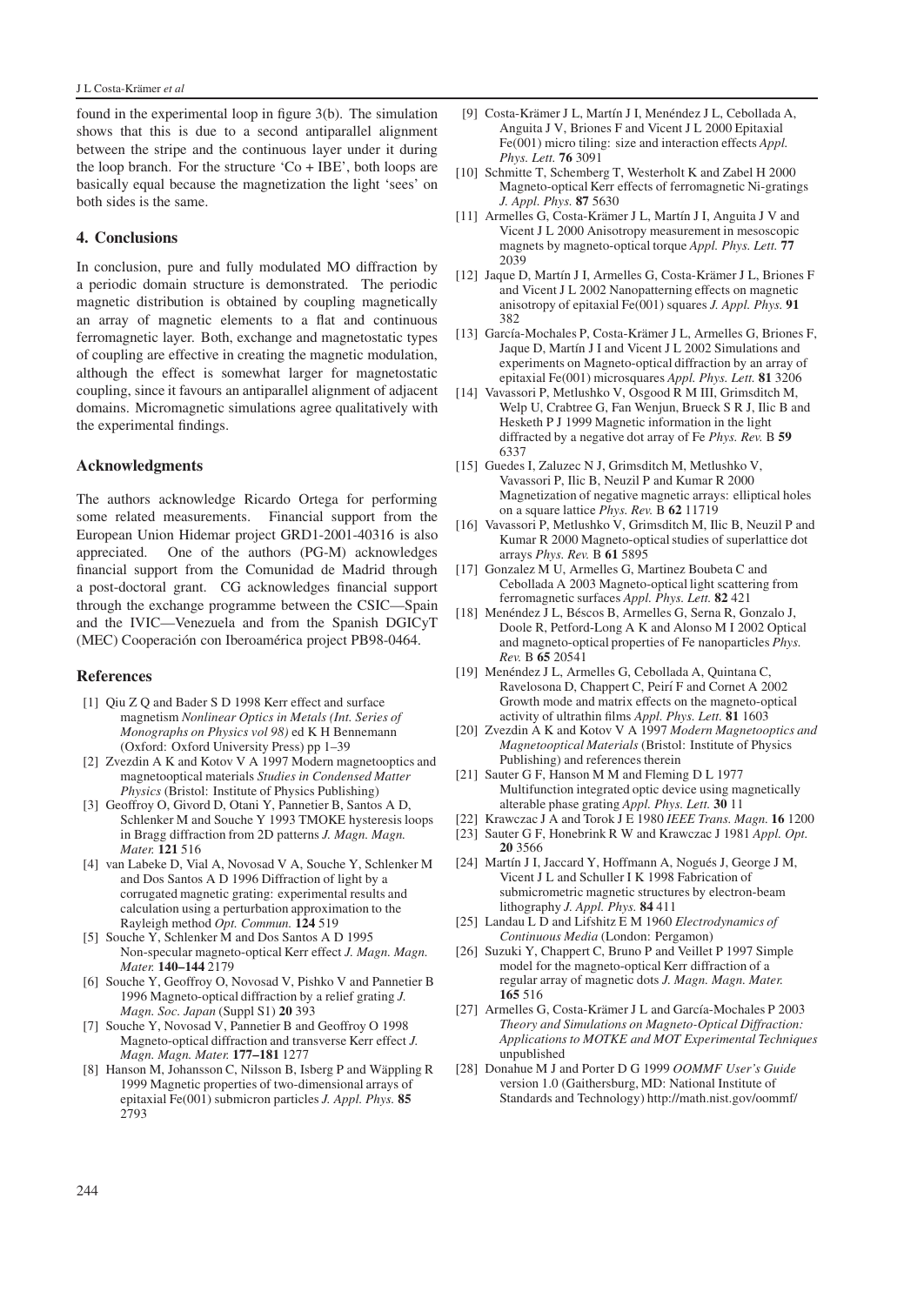found in the experimental loop in figure 3(b). The simulation shows that this is due to a second antiparallel alignment between the stripe and the continuous layer under it during the loop branch. For the structure 'Co + IBE', both loops are basically equal because the magnetization the light 'sees' on both sides is the same.

## 4. Conclusions

In conclusion, pure and fully modulated MO diffraction by a periodic domain structure is demonstrated. The periodic magnetic distribution is obtained by coupling magnetically an array of magnetic elements to a flat and continuous ferromagnetic layer. Both, exchange and magnetostatic types of coupling are effective in creating the magnetic modulation, although the effect is somewhat larger for magnetostatic coupling, since it favours an antiparallel alignment of adjacent domains. Micromagnetic simulations agree qualitatively with the experimental findings.

## Acknowledgments

The authors acknowledge Ricardo Ortega for performing some related measurements. Financial support from the European Union Hidemar project GRD1-2001-40316 is also appreciated. One of the authors (PG-M) acknowledges financial support from the Comunidad de Madrid through a post-doctoral grant. CG acknowledges financial support through the exchange programme between the CSIC—Spain and the IVIC—Venezuela and from the Spanish DGICyT (MEC) Cooperación con Iberoamérica project PB98-0464.

## References

[1] Qiu Z Q and Bader S D 1998 Kerr effect and surface magnetism *Nonlinear Optics in Metals (Int. Series of Monographs on Physics vol 98)* ed K H Bennemann (Oxford: Oxford University Press) pp 1–39

[2] Zvezdin A K and Kotov V A 1997 Modern magnetooptics and magnetooptical materials *Studies in Condensed Matter Physics* (Bristol: Institute of Physics Publishing)

[3] Geoffroy O, Givord D, Otani Y, Pannetier B, Santos A D, Schlenker M and Souche Y 1993 TMOKE hysteresis loops in Bragg diffraction from 2D patterns *J. Magn. Magn. Mater.* **121** 516

[4] van Labeke D, Vial A, Novosad V A, Souche Y, Schlenker M and Dos Santos A D 1996 Diffraction of light by a corrugated magnetic grating: experimental results and calculation using a perturbation approximation to the Rayleigh method *Opt. Commun.* **124** 519

[5] Souche Y, Schlenker M and Dos Santos A D 1995 Non-specular magneto-optical Kerr effect *J. Magn. Magn. Mater.* **140–144** 2179

[6] Souche Y, Geoffroy O, Novosad V, Pishko V and Pannetier B 1996 Magneto-optical diffraction by a relief grating *J. Magn. Soc. Japan* (Suppl S1) **20** 393

[7] Souche Y, Novosad V, Pannetier B and Geoffroy O 1998 Magneto-optical diffraction and transverse Kerr effect *J. Magn. Magn. Mater.* **177–181** 1277

[8] Hanson M, Johansson C, Nilsson B, Isberg P and Wäppling R 1999 Magnetic properties of two-dimensional arrays of epitaxial Fe(001) submicron particles *J. Appl. Phys.* **85** 2793

[9] Costa-Krämer J L, Martín J I, Menéndez J L, Cebollada A, Anguita J V, Briones F and Vicent J L 2000 Epitaxial Fe(001) micro tiling: size and interaction effects *Appl. Phys. Lett.* **76** 3091

[10] Schmitte T, Schemberg T, Westerholt K and Zabel H 2000 Magneto-optical Kerr effects of ferromagnetic Ni-gratings *J. Appl. Phys.* **87** 5630

[11] Armelles G, Costa-Krämer J L, Martín J I, Anguita J V and Vicent J L 2000 Anisotropy measurement in mesoscopic magnets by magneto-optical torque *Appl. Phys. Lett.* **77** 2039

[12] Jaque D, Martín J I, Armelles G, Costa-Krämer J L, Briones F and Vicent J L 2002 Nanopatterning effects on magnetic anisotropy of epitaxial Fe(001) squares *J. Appl. Phys.* **91** 382

[13] García-Mochales P, Costa-Krämer J L, Armelles G, Briones F, Jaque D, Martín J I and Vicent J L 2002 Simulations and experiments on Magneto-optical diffraction by an array of epitaxial Fe(001) microsquares *Appl. Phys. Lett.* **81** 3206

[14] Vavassori P, Metlushko V, Osgood R M III, Grimsditch M, Welp U, Crabtree G, Fan Wenjun, Brueck S R J, Ilic B and Hesketh P J 1999 Magnetic information in the light diffracted by a negative dot array of Fe *Phys. Rev.* B **59** 6337

[15] Guedes I, Zaluzec N J, Grimsditch M, Metlushko V, Vavassori P, Ilic B, Neuzil P and Kumar R 2000 Magnetization of negative magnetic arrays: elliptical holes on a square lattice *Phys. Rev.* B **62** 11719

[16] Vavassori P, Metlushko V, Grimsditch M, Ilic B, Neuzil P and Kumar R 2000 Magneto-optical studies of superlattice dot arrays *Phys. Rev.* B **61** 5895

[17] Gonzalez M U, Armelles G, Martinez Boubeta C and Cebollada A 2003 Magneto-optical light scattering from ferromagnetic surfaces *Appl. Phys. Lett.* **82** 421

[18] Menéndez J L, Béscos B, Armelles G, Serna R, Gonzalo J, Doole R, Petford-Long A K and Alonso M I 2002 Optical and magneto-optical properties of Fe nanoparticles *Phys. Rev.* B **65** 20541

[19] Menéndez J L, Armelles G, Cebollada A, Quintana C, Ravelosona D, Chappert C, Peirí F and Cornet A 2002 Growth mode and matrix effects on the magneto-optical activity of ultrathin films *Appl. Phys. Lett.* **81** 1603

[20] Zvezdin A K and Kotov V A 1997 *Modern Magnetooptics and Magnetooptical Materials* (Bristol: Institute of Physics Publishing) and references therein

[21] Sauter G F, Hanson M M and Fleming D L 1977 Multifunction integrated optic device using magnetically alterable phase grating *Appl. Phys. Lett.* **30** 11

[22] Krawczac J A and Torok J E 1980 *IEEE Trans. Magn.* **16** 1200

[23] Sauter G F, Honebrink R W and Krawczac J 1981 *Appl. Opt.* **20** 3566

[24] Martín J I, Jaccard Y, Hoffmann A, Nogués J, George J M, Vicent J L and Schuller I K 1998 Fabrication of submicrometric magnetic structures by electron-beam lithography *J. Appl. Phys.* **84** 411

[25] Landau L D and Lifshitz E M 1960 *Electrodynamics of Continuous Media* (London: Pergamon)

[26] Suzuki Y, Chappert C, Bruno P and Veillet P 1997 Simple model for the magneto-optical Kerr diffraction of a regular array of magnetic dots *J. Magn. Magn. Mater.* **165** 516

[27] Armelles G, Costa-Krämer J L and García-Mochales P 2003 *Theory and Simulations on Magneto-Optical Diffraction: Applications to MOTKE and MOT Experimental Techniques* unpublished

[28] Donahue M J and Porter D G 1999 *OOMMF User's Guide* version 1.0 (Gaithersburg, MD: National Institute of Standards and Technology) http://math.nist.gov/oommf/